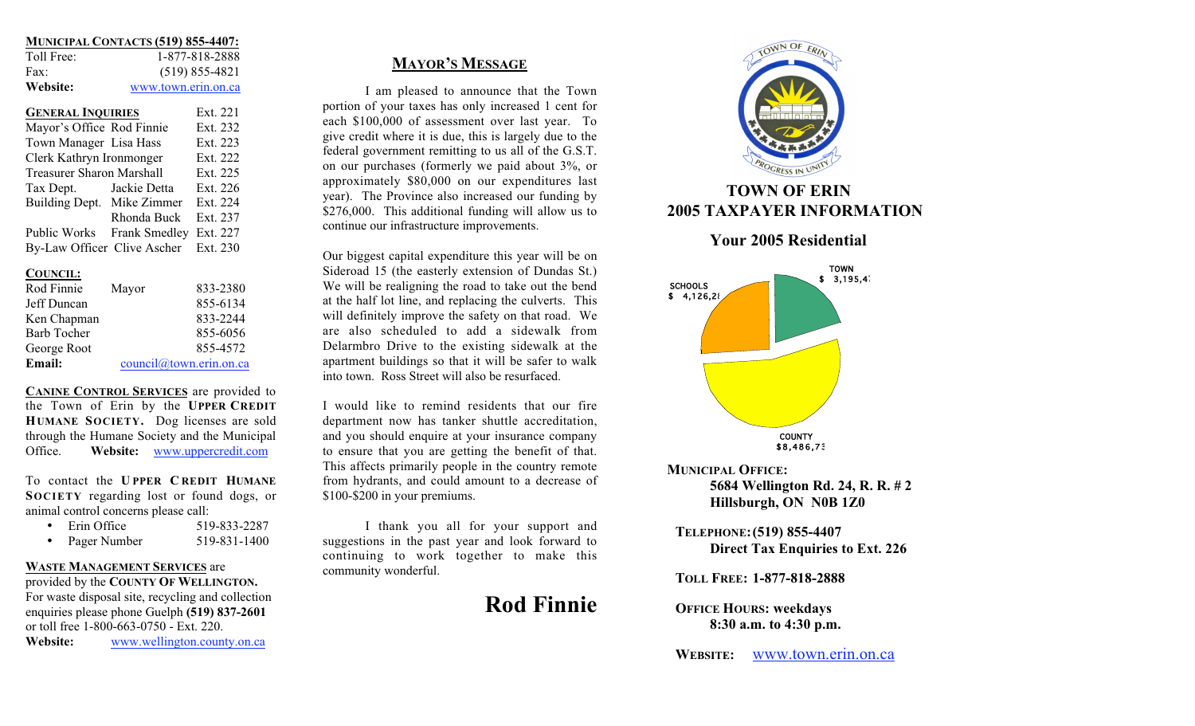**MUNICIPAL CONTACTS (519) 855-4407:**

| | |
|---|---|
| Toll Free: | 1-877-818-2888 |
| Fax: | (519) 855-4821 |
| **Website:** | www.town.erin.on.ca |

| **GENERAL INQUIRIES** | | Ext. 221 |
|---|---|---|
| Mayor's Office | Rod Finnie | Ext. 232 |
| Town Manager | Lisa Hass | Ext. 223 |
| Clerk | Kathryn Ironmonger | Ext. 222 |
| Treasurer | Sharon Marshall | Ext. 225 |
| Tax Dept. | Jackie Detta | Ext. 226 |
| Building Dept. | Mike Zimmer | Ext. 224 |
| | Rhonda Buck | Ext. 237 |
| Public Works | Frank Smedley | Ext. 227 |
| By-Law Officer | Clive Ascher | Ext. 230 |

**COUNCIL:**

| | | |
|---|---|---|
| Rod Finnie | Mayor | 833-2380 |
| Jeff Duncan | | 855-6134 |
| Ken Chapman | | 833-2244 |
| Barb Tocher | | 855-6056 |
| George Root | | 855-4572 |
| **Email:** | council@town.erin.on.ca | |

**CANINE CONTROL SERVICES** are provided to the Town of Erin by the **UPPER CREDIT HUMANE SOCIETY.** Dog licenses are sold through the Humane Society and the Municipal Office. **Website:** www.uppercredit.com

To contact the **UPPER CREDIT HUMANE SOCIETY** regarding lost or found dogs, or animal control concerns please call:

- Erin Office 519-833-2287
- Pager Number 519-831-1400

**WASTE MANAGEMENT SERVICES** are provided by the **COUNTY OF WELLINGTON.** For waste disposal site, recycling and collection enquiries please phone Guelph **(519) 837-2601** or toll free 1-800-663-0750 - Ext. 220.
**Website:** www.wellington.county.on.ca

## MAYOR'S MESSAGE

I am pleased to announce that the Town portion of your taxes has only increased 1 cent for each $100,000 of assessment over last year. To give credit where it is due, this is largely due to the federal government remitting to us all of the G.S.T. on our purchases (formerly we paid about 3%, or approximately $80,000 on our expenditures last year). The Province also increased our funding by $276,000. This additional funding will allow us to continue our infrastructure improvements.

Our biggest capital expenditure this year will be on Sideroad 15 (the easterly extension of Dundas St.) We will be realigning the road to take out the bend at the half lot line, and replacing the culverts. This will definitely improve the safety on that road. We are also scheduled to add a sidewalk from Delarmbro Drive to the existing sidewalk at the apartment buildings so that it will be safer to walk into town. Ross Street will also be resurfaced.

I would like to remind residents that our fire department now has tanker shuttle accreditation, and you should enquire at your insurance company to ensure that you are getting the benefit of that. This affects primarily people in the country remote from hydrants, and could amount to a decrease of $100-$200 in your premiums.

I thank you all for your support and suggestions in the past year and look forward to continuing to work together to make this community wonderful.

**Rod Finnie**

# TOWN OF ERIN
# 2005 TAXPAYER INFORMATION

## Your 2005 Residential

TOWN $ 3,195,4…
SCHOOLS $ 4,126,2…
COUNTY $8,486,7…

**MUNICIPAL OFFICE:**
**5684 Wellington Rd. 24, R. R. # 2**
**Hillsburgh, ON N0B 1Z0**

**TELEPHONE: (519) 855-4407**
**Direct Tax Enquiries to Ext. 226**

**TOLL FREE: 1-877-818-2888**

**OFFICE HOURS: weekdays**
**8:30 a.m. to 4:30 p.m.**

**WEBSITE:** www.town.erin.on.ca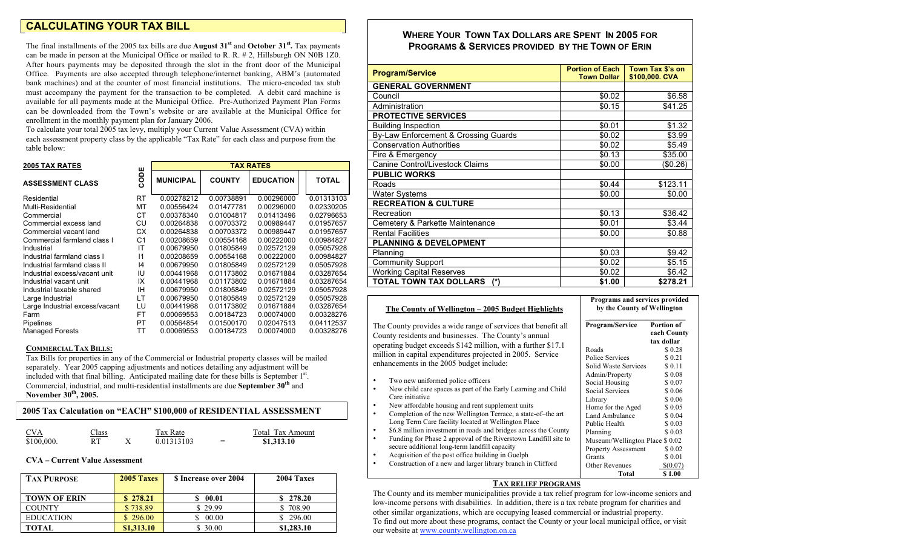## CALCULATING YOUR TAX BILL

The final installments of the 2005 tax bills are due **August 31st** and **October 31st**. Tax payments can be made in person at the Municipal Office or mailed to R. R. # 2, Hillsburgh ON N0B 1Z0. After hours payments may be deposited through the slot in the front door of the Municipal Office. Payments are also accepted through telephone/internet banking, ABM's (automated bank machines) and at the counter of most financial institutions. The micro-encoded tax stub must accompany the payment for the transaction to be completed. A debit card machine is available for all payments made at the Municipal Office. Pre-Authorized Payment Plan Forms can be downloaded from the Town's website or are available at the Municipal Office for enrollment in the monthly payment plan for January 2006.

To calculate your total 2005 tax levy, multiply your Current Value Assessment (CVA) within each assessment property class by the applicable "Tax Rate" for each class and purpose from the table below:

| **2005 TAX RATES** | | **TAX RATES** | | | |
|---|---|---|---|---|---|
| **ASSESSMENT CLASS** | **CODE** | **MUNICIPAL** | **COUNTY** | **EDUCATION** | **TOTAL** |
| Residential | RT | 0.00278212 | 0.00738891 | 0.00296000 | 0.01313103 |
| Multi-Residential | MT | 0.00556424 | 0.01477781 | 0.00296000 | 0.02330205 |
| Commercial | CT | 0.00378340 | 0.01004817 | 0.01413496 | 0.02796653 |
| Commercial excess land | CU | 0.00264838 | 0.00703372 | 0.00989447 | 0.01957657 |
| Commercial vacant land | CX | 0.00264838 | 0.00703372 | 0.00989447 | 0.01957657 |
| Commercial farmland class I | C1 | 0.00208659 | 0.00554168 | 0.00222000 | 0.00984827 |
| Industrial | IT | 0.00679950 | 0.01805849 | 0.02572129 | 0.05057928 |
| Industrial farmland class I | I1 | 0.00208659 | 0.00554168 | 0.00222000 | 0.00984827 |
| Industrial farmland class II | I4 | 0.00679950 | 0.01805849 | 0.02572129 | 0.05057928 |
| Industrial excess/vacant unit | IU | 0.00441968 | 0.01173802 | 0.01671884 | 0.03287654 |
| Industrial vacant unit | IX | 0.00441968 | 0.01173802 | 0.01671884 | 0.03287654 |
| Industrial taxable shared | IH | 0.00679950 | 0.01805849 | 0.02572129 | 0.05057928 |
| Large Industrial | LT | 0.00679950 | 0.01805849 | 0.02572129 | 0.05057928 |
| Large Industrial excess/vacant | LU | 0.00441968 | 0.01173802 | 0.01671884 | 0.03287654 |
| Farm | FT | 0.00069553 | 0.00184723 | 0.00074000 | 0.00328276 |
| Pipelines | PT | 0.00564854 | 0.01500170 | 0.02047513 | 0.04112537 |
| Managed Forests | TT | 0.00069553 | 0.00184723 | 0.00074000 | 0.00328276 |

### COMMERCIAL TAX BILLS:

Tax Bills for properties in any of the Commercial or Industrial property classes will be mailed separately. Year 2005 capping adjustments and notices detailing any adjustment will be included with that final billing. Anticipated mailing date for these bills is September 1st. Commercial, industrial, and multi-residential installments are due **September 30th** and **November 30th, 2005.**

### 2005 Tax Calculation on "EACH" $100,000 of RESIDENTIAL ASSESSMENT

| CVA | Class | | Tax Rate | | Total Tax Amount |
|---|---|---|---|---|---|
| $100,000. | RT | X | 0.01313103 | = | **$1,313.10** |

**CVA – Current Value Assessment**

| **TAX PURPOSE** | **2005 Taxes** | **$ Increase over 2004** | **2004 Taxes** |
|---|---|---|---|
| **TOWN OF ERIN** | **$ 278.21** | **$ 00.01** | **$ 278.20** |
| COUNTY | $ 738.89 | $ 29.99 | $ 708.90 |
| EDUCATION | $ 296.00 | $ 00.00 | $ 296.00 |
| **TOTAL** | **$1,313.10** | $ 30.00 | **$1,283.10** |

## WHERE YOUR TOWN TAX DOLLARS ARE SPENT IN 2005 FOR PROGRAMS & SERVICES PROVIDED BY THE TOWN OF ERIN

| **Program/Service** | **Portion of Each Town Dollar** | **Town Tax $'s on $100,000. CVA** |
|---|---|---|
| **GENERAL GOVERNMENT** | | |
| Council | $0.02 | $6.58 |
| Administration | $0.15 | $41.25 |
| **PROTECTIVE SERVICES** | | |
| Building Inspection | $0.01 | $1.32 |
| By-Law Enforcement & Crossing Guards | $0.02 | $3.99 |
| Conservation Authorities | $0.02 | $5.49 |
| Fire & Emergency | $0.13 | $35.00 |
| Canine Control/Livestock Claims | $0.00 | ($0.26) |
| **PUBLIC WORKS** | | |
| Roads | $0.44 | $123.11 |
| Water Systems | $0.00 | $0.00 |
| **RECREATION & CULTURE** | | |
| Recreation | $0.13 | $36.42 |
| Cemetery & Parkette Maintenance | $0.01 | $3.44 |
| Rental Facilities | $0.00 | $0.88 |
| **PLANNING & DEVELOPMENT** | | |
| Planning | $0.03 | $9.42 |
| Community Support | $0.02 | $5.15 |
| Working Capital Reserves | $0.02 | $6.42 |
| **TOTAL TOWN TAX DOLLARS (*)** | **$1.00** | **$278.21** |

### The County of Wellington – 2005 Budget Highlights

The County provides a wide range of services that benefit all County residents and businesses. The County's annual operating budget exceeds $142 million, with a further $17.1 million in capital expenditures projected in 2005. Service enhancements in the 2005 budget include:

- Two new uniformed police officers
- New child care spaces as part of the Early Learning and Child Care initiative
- New affordable housing and rent supplement units
- Completion of the new Wellington Terrace, a state-of–the art Long Term Care facility located at Wellington Place
- $6.8 million investment in roads and bridges across the County
- Funding for Phase 2 approval of the Riverstown Landfill site to secure additional long-term landfill capacity
- Acquisition of the post office building in Guelph
- Construction of a new and larger library branch in Clifford

**Programs and services provided by the County of Wellington**

| **Program/Service** | **Portion of each County tax dollar** |
|---|---|
| Roads | $ 0.28 |
| Police Services | $ 0.21 |
| Solid Waste Services | $ 0.11 |
| Admin/Property | $ 0.08 |
| Social Housing | $ 0.07 |
| Social Services | $ 0.06 |
| Library | $ 0.06 |
| Home for the Aged | $ 0.05 |
| Land Ambulance | $ 0.04 |
| Public Health | $ 0.03 |
| Planning | $ 0.03 |
| Museum/Wellington Place | $ 0.02 |
| Property Assessment | $ 0.02 |
| Grants | $ 0.01 |
| Other Revenues | $(0.07) |
| **Total** | **$ 1.00** |

### TAX RELIEF PROGRAMS

The County and its member municipalities provide a tax relief program for low-income seniors and low-income persons with disabilities. In addition, there is a tax rebate program for charities and other similar organizations, which are occupying leased commercial or industrial property. To find out more about these programs, contact the County or your local municipal office, or visit our website at www.county.wellington.on.ca